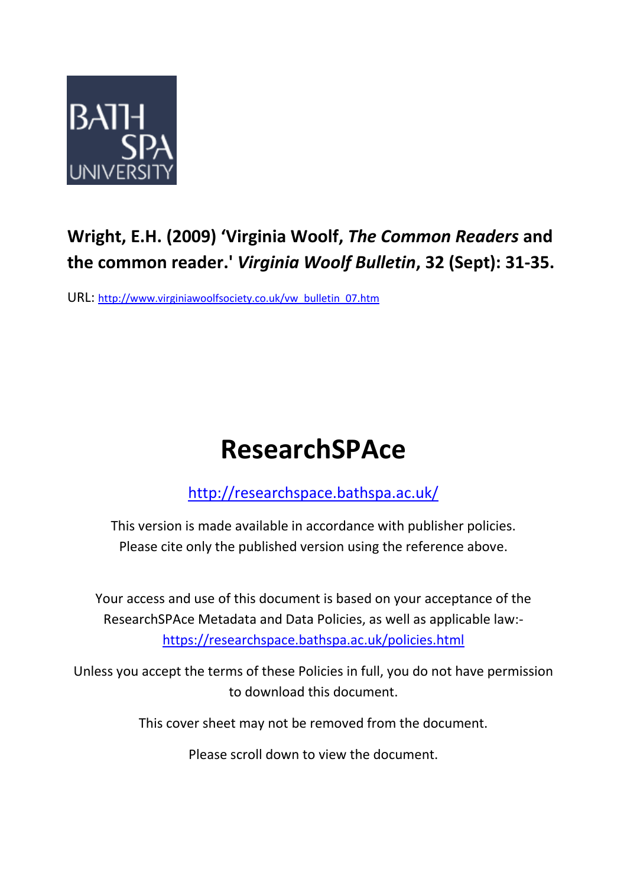BATH SPA UNIVERSITY

**Wright, E.H. (2009) 'Virginia Woolf, *The Common Readers* and the common reader.' *Virginia Woolf Bulletin*, 32 (Sept): 31-35.**

URL: http://www.virginiawoolfsociety.co.uk/vw_bulletin_07.htm

# ResearchSPAce

http://researchspace.bathspa.ac.uk/

This version is made available in accordance with publisher policies.
Please cite only the published version using the reference above.

Your access and use of this document is based on your acceptance of the ResearchSPAce Metadata and Data Policies, as well as applicable law:-
https://researchspace.bathspa.ac.uk/policies.html

Unless you accept the terms of these Policies in full, you do not have permission to download this document.

This cover sheet may not be removed from the document.

Please scroll down to view the document.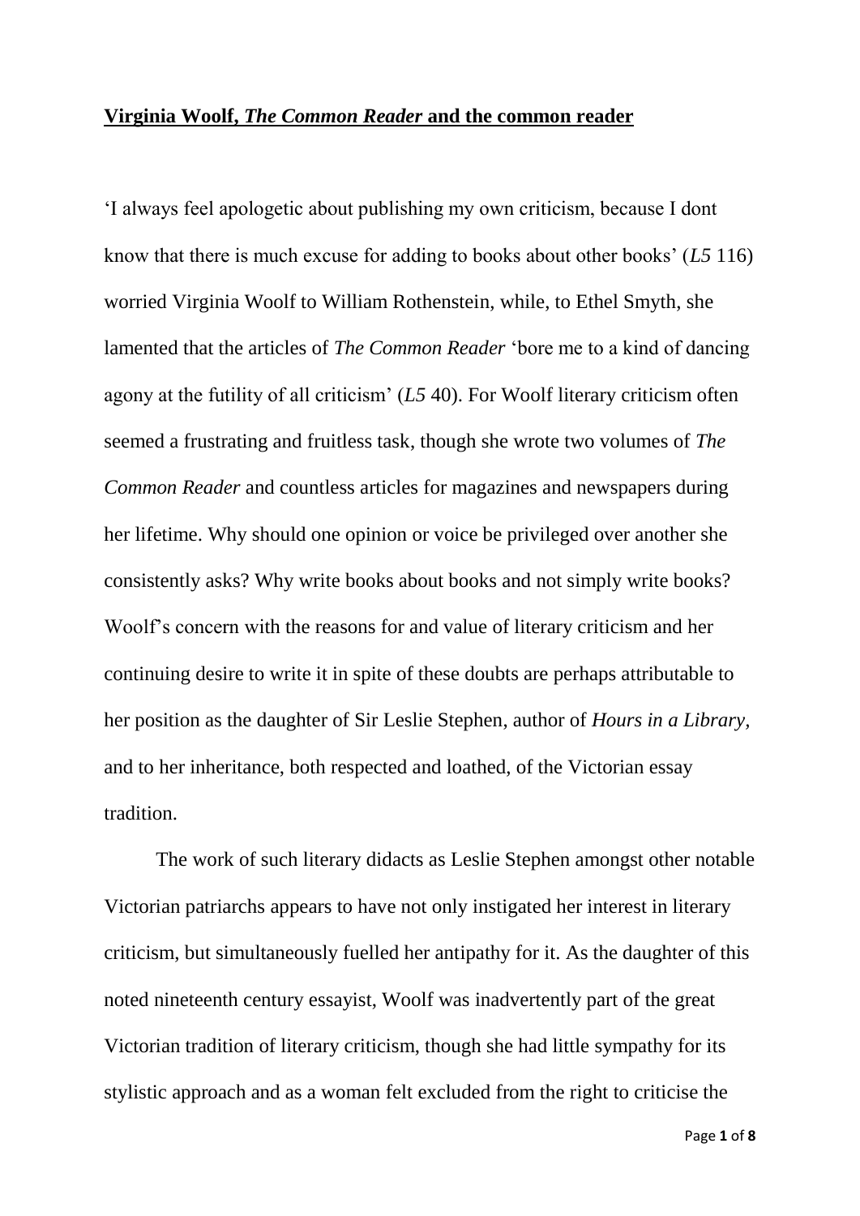## **Virginia Woolf, *The Common Reader* and the common reader**

'I always feel apologetic about publishing my own criticism, because I dont know that there is much excuse for adding to books about other books' (*L5* 116) worried Virginia Woolf to William Rothenstein, while, to Ethel Smyth, she lamented that the articles of *The Common Reader* 'bore me to a kind of dancing agony at the futility of all criticism' (*L5* 40). For Woolf literary criticism often seemed a frustrating and fruitless task, though she wrote two volumes of *The Common Reader* and countless articles for magazines and newspapers during her lifetime. Why should one opinion or voice be privileged over another she consistently asks? Why write books about books and not simply write books? Woolf's concern with the reasons for and value of literary criticism and her continuing desire to write it in spite of these doubts are perhaps attributable to her position as the daughter of Sir Leslie Stephen, author of *Hours in a Library*, and to her inheritance, both respected and loathed, of the Victorian essay tradition.

The work of such literary didacts as Leslie Stephen amongst other notable Victorian patriarchs appears to have not only instigated her interest in literary criticism, but simultaneously fuelled her antipathy for it. As the daughter of this noted nineteenth century essayist, Woolf was inadvertently part of the great Victorian tradition of literary criticism, though she had little sympathy for its stylistic approach and as a woman felt excluded from the right to criticise the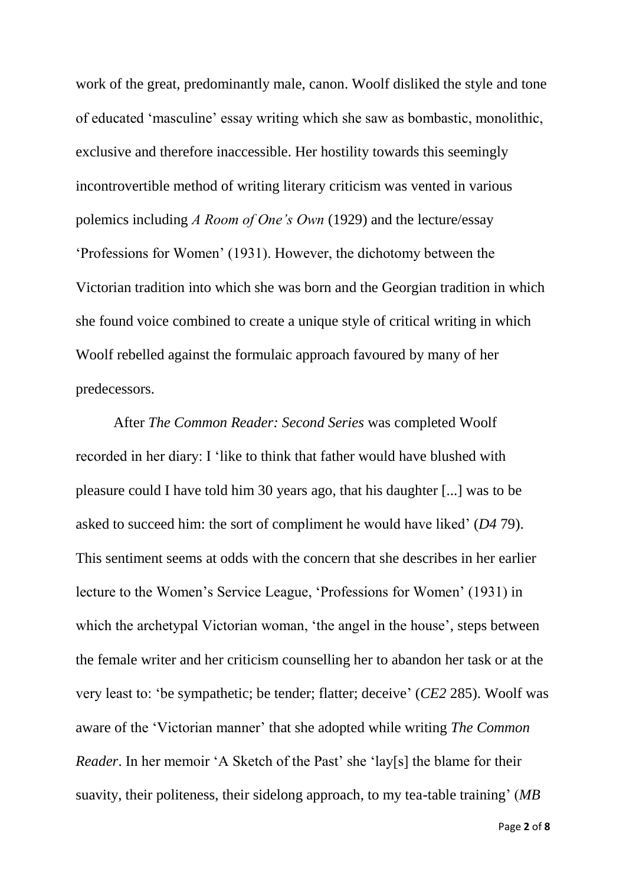work of the great, predominantly male, canon. Woolf disliked the style and tone of educated 'masculine' essay writing which she saw as bombastic, monolithic, exclusive and therefore inaccessible. Her hostility towards this seemingly incontrovertible method of writing literary criticism was vented in various polemics including *A Room of One's Own* (1929) and the lecture/essay 'Professions for Women' (1931). However, the dichotomy between the Victorian tradition into which she was born and the Georgian tradition in which she found voice combined to create a unique style of critical writing in which Woolf rebelled against the formulaic approach favoured by many of her predecessors.

After *The Common Reader: Second Series* was completed Woolf recorded in her diary: I 'like to think that father would have blushed with pleasure could I have told him 30 years ago, that his daughter [...] was to be asked to succeed him: the sort of compliment he would have liked' (*D4* 79). This sentiment seems at odds with the concern that she describes in her earlier lecture to the Women's Service League, 'Professions for Women' (1931) in which the archetypal Victorian woman, 'the angel in the house', steps between the female writer and her criticism counselling her to abandon her task or at the very least to: 'be sympathetic; be tender; flatter; deceive' (*CE2* 285). Woolf was aware of the 'Victorian manner' that she adopted while writing *The Common Reader*. In her memoir 'A Sketch of the Past' she 'lay[s] the blame for their suavity, their politeness, their sidelong approach, to my tea-table training' (*MB*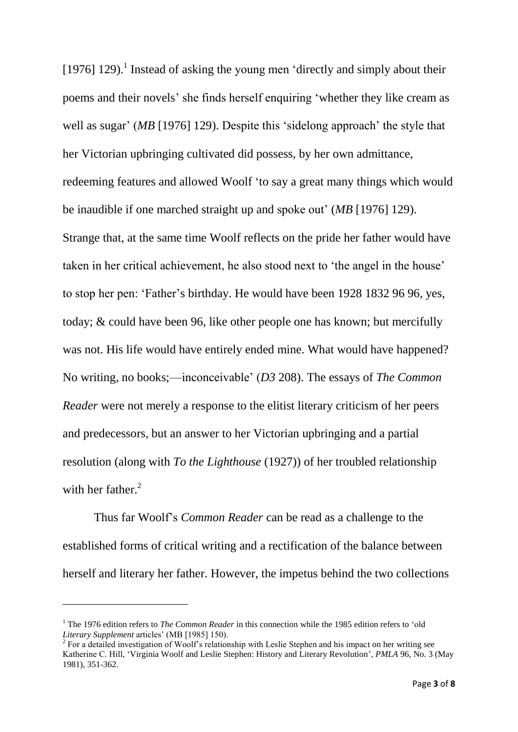[1976] 129).[1] Instead of asking the young men 'directly and simply about their poems and their novels' she finds herself enquiring 'whether they like cream as well as sugar' (*MB* [1976] 129). Despite this 'sidelong approach' the style that her Victorian upbringing cultivated did possess, by her own admittance, redeeming features and allowed Woolf 'to say a great many things which would be inaudible if one marched straight up and spoke out' (*MB* [1976] 129). Strange that, at the same time Woolf reflects on the pride her father would have taken in her critical achievement, he also stood next to 'the angel in the house' to stop her pen: 'Father's birthday. He would have been 1928 1832 96 96, yes, today; & could have been 96, like other people one has known; but mercifully was not. His life would have entirely ended mine. What would have happened? No writing, no books;—inconceivable' (*D3* 208). The essays of *The Common Reader* were not merely a response to the elitist literary criticism of her peers and predecessors, but an answer to her Victorian upbringing and a partial resolution (along with *To the Lighthouse* (1927)) of her troubled relationship with her father.[2]

Thus far Woolf's *Common Reader* can be read as a challenge to the established forms of critical writing and a rectification of the balance between herself and literary her father. However, the impetus behind the two collections

---

[1] The 1976 edition refers to *The Common Reader* in this connection while the 1985 edition refers to 'old *Literary Supplement* articles' (MB [1985] 150).

[2] For a detailed investigation of Woolf's relationship with Leslie Stephen and his impact on her writing see Katherine C. Hill, 'Virginia Woolf and Leslie Stephen: History and Literary Revolution', *PMLA* 96, No. 3 (May 1981), 351-362.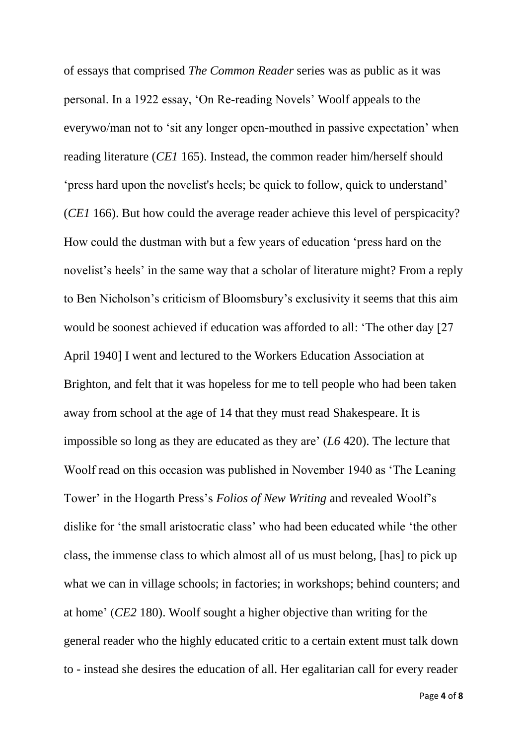of essays that comprised *The Common Reader* series was as public as it was personal. In a 1922 essay, 'On Re-reading Novels' Woolf appeals to the everywo/man not to 'sit any longer open-mouthed in passive expectation' when reading literature (*CE1* 165). Instead, the common reader him/herself should 'press hard upon the novelist's heels; be quick to follow, quick to understand' (*CE1* 166). But how could the average reader achieve this level of perspicacity? How could the dustman with but a few years of education 'press hard on the novelist's heels' in the same way that a scholar of literature might? From a reply to Ben Nicholson's criticism of Bloomsbury's exclusivity it seems that this aim would be soonest achieved if education was afforded to all: 'The other day [27 April 1940] I went and lectured to the Workers Education Association at Brighton, and felt that it was hopeless for me to tell people who had been taken away from school at the age of 14 that they must read Shakespeare. It is impossible so long as they are educated as they are' (*L6* 420). The lecture that Woolf read on this occasion was published in November 1940 as 'The Leaning Tower' in the Hogarth Press's *Folios of New Writing* and revealed Woolf's dislike for 'the small aristocratic class' who had been educated while 'the other class, the immense class to which almost all of us must belong, [has] to pick up what we can in village schools; in factories; in workshops; behind counters; and at home' (*CE2* 180). Woolf sought a higher objective than writing for the general reader who the highly educated critic to a certain extent must talk down to - instead she desires the education of all. Her egalitarian call for every reader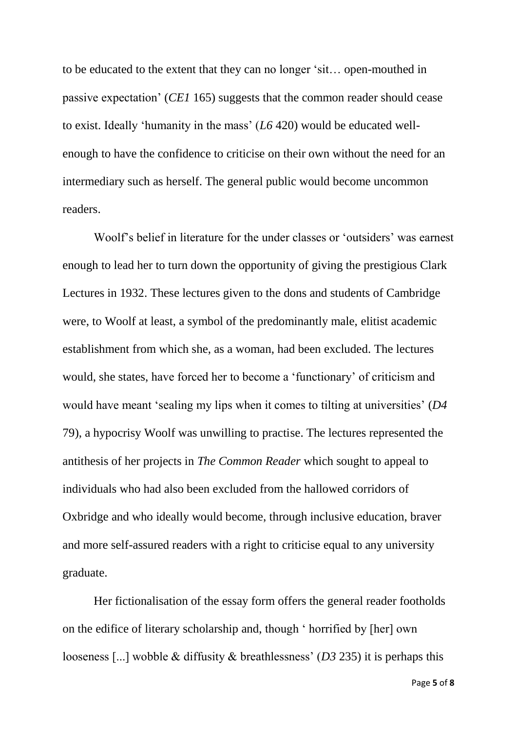to be educated to the extent that they can no longer 'sit… open-mouthed in passive expectation' (*CE1* 165) suggests that the common reader should cease to exist. Ideally 'humanity in the mass' (*L6* 420) would be educated well-enough to have the confidence to criticise on their own without the need for an intermediary such as herself. The general public would become uncommon readers.

Woolf's belief in literature for the under classes or 'outsiders' was earnest enough to lead her to turn down the opportunity of giving the prestigious Clark Lectures in 1932. These lectures given to the dons and students of Cambridge were, to Woolf at least, a symbol of the predominantly male, elitist academic establishment from which she, as a woman, had been excluded. The lectures would, she states, have forced her to become a 'functionary' of criticism and would have meant 'sealing my lips when it comes to tilting at universities' (*D4* 79), a hypocrisy Woolf was unwilling to practise. The lectures represented the antithesis of her projects in *The Common Reader* which sought to appeal to individuals who had also been excluded from the hallowed corridors of Oxbridge and who ideally would become, through inclusive education, braver and more self-assured readers with a right to criticise equal to any university graduate.

Her fictionalisation of the essay form offers the general reader footholds on the edifice of literary scholarship and, though ' horrified by [her] own looseness [...] wobble & diffusity & breathlessness' (*D3* 235) it is perhaps this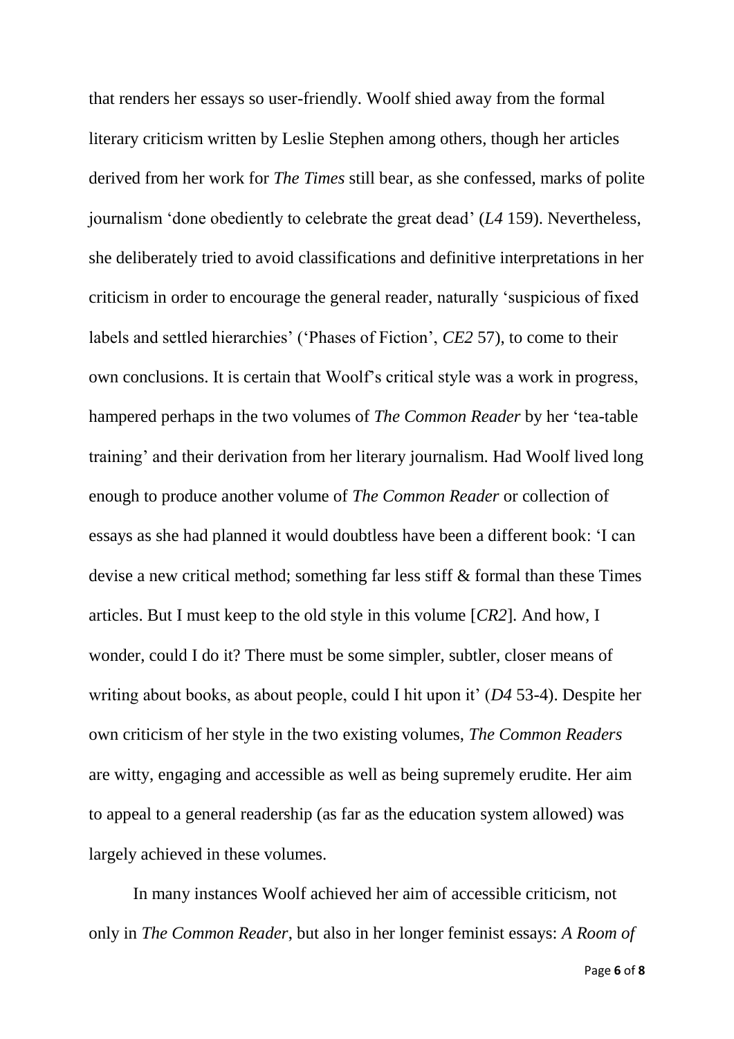that renders her essays so user-friendly. Woolf shied away from the formal literary criticism written by Leslie Stephen among others, though her articles derived from her work for *The Times* still bear, as she confessed, marks of polite journalism 'done obediently to celebrate the great dead' (*L4* 159). Nevertheless, she deliberately tried to avoid classifications and definitive interpretations in her criticism in order to encourage the general reader, naturally 'suspicious of fixed labels and settled hierarchies' ('Phases of Fiction', *CE2* 57), to come to their own conclusions. It is certain that Woolf's critical style was a work in progress, hampered perhaps in the two volumes of *The Common Reader* by her 'tea-table training' and their derivation from her literary journalism. Had Woolf lived long enough to produce another volume of *The Common Reader* or collection of essays as she had planned it would doubtless have been a different book: 'I can devise a new critical method; something far less stiff & formal than these Times articles. But I must keep to the old style in this volume [*CR2*]. And how, I wonder, could I do it? There must be some simpler, subtler, closer means of writing about books, as about people, could I hit upon it' (*D4* 53-4). Despite her own criticism of her style in the two existing volumes, *The Common Readers* are witty, engaging and accessible as well as being supremely erudite. Her aim to appeal to a general readership (as far as the education system allowed) was largely achieved in these volumes.

In many instances Woolf achieved her aim of accessible criticism, not only in *The Common Reader*, but also in her longer feminist essays: *A Room of*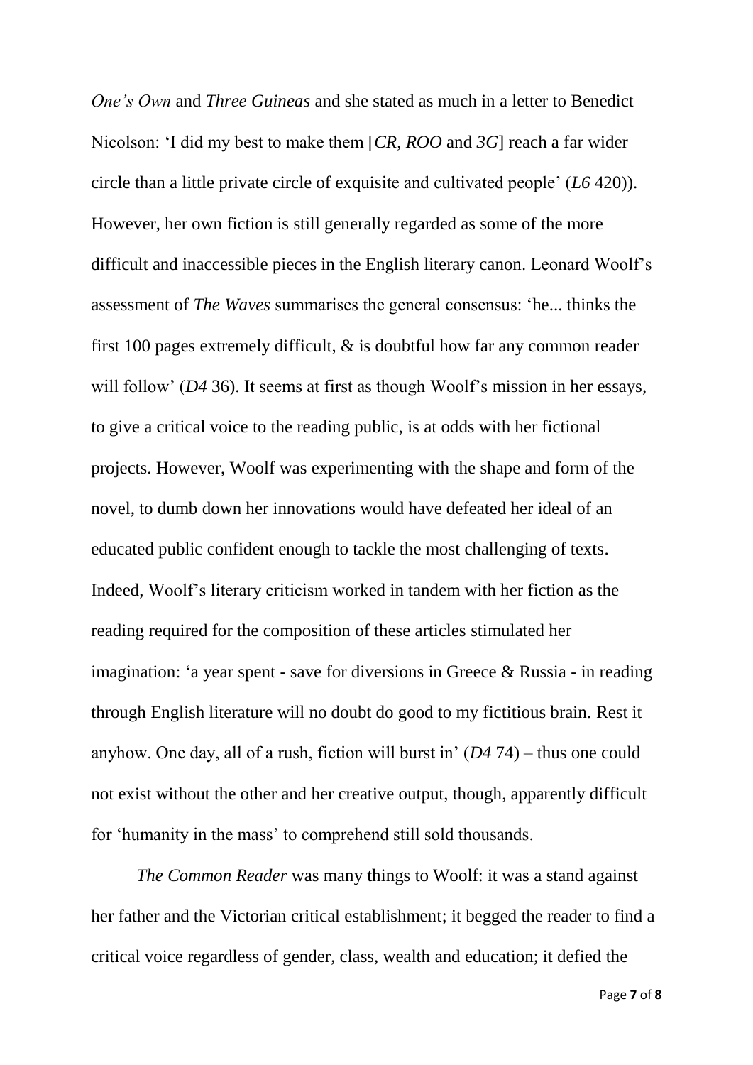*One's Own* and *Three Guineas* and she stated as much in a letter to Benedict Nicolson: 'I did my best to make them [*CR*, *ROO* and *3G*] reach a far wider circle than a little private circle of exquisite and cultivated people' (*L6* 420)). However, her own fiction is still generally regarded as some of the more difficult and inaccessible pieces in the English literary canon. Leonard Woolf's assessment of *The Waves* summarises the general consensus: 'he... thinks the first 100 pages extremely difficult, & is doubtful how far any common reader will follow' (*D4* 36). It seems at first as though Woolf's mission in her essays, to give a critical voice to the reading public, is at odds with her fictional projects. However, Woolf was experimenting with the shape and form of the novel, to dumb down her innovations would have defeated her ideal of an educated public confident enough to tackle the most challenging of texts. Indeed, Woolf's literary criticism worked in tandem with her fiction as the reading required for the composition of these articles stimulated her imagination: 'a year spent - save for diversions in Greece & Russia - in reading through English literature will no doubt do good to my fictitious brain. Rest it anyhow. One day, all of a rush, fiction will burst in' (*D4* 74) – thus one could not exist without the other and her creative output, though, apparently difficult for 'humanity in the mass' to comprehend still sold thousands.

*The Common Reader* was many things to Woolf: it was a stand against her father and the Victorian critical establishment; it begged the reader to find a critical voice regardless of gender, class, wealth and education; it defied the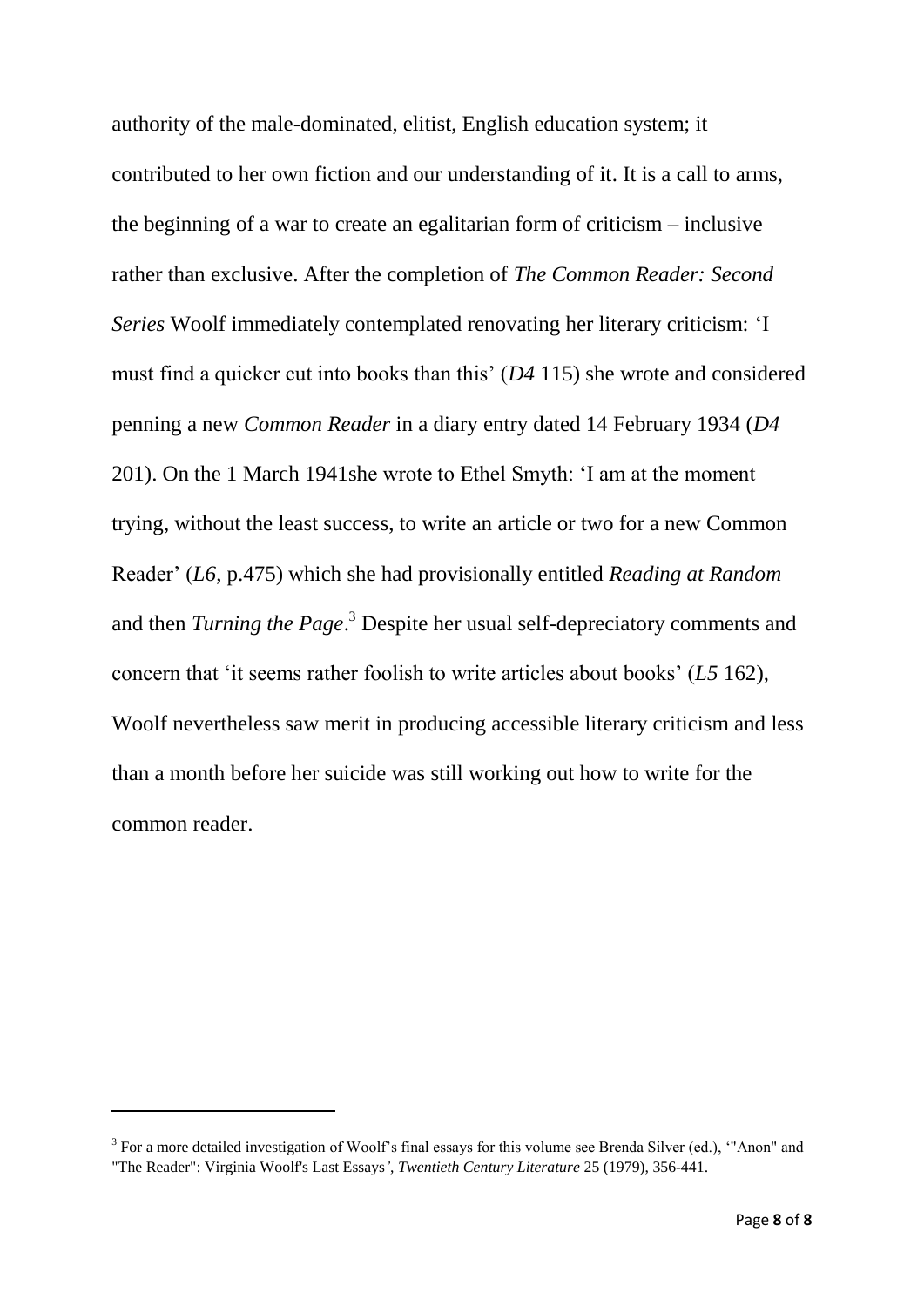authority of the male-dominated, elitist, English education system; it contributed to her own fiction and our understanding of it. It is a call to arms, the beginning of a war to create an egalitarian form of criticism – inclusive rather than exclusive. After the completion of *The Common Reader: Second Series* Woolf immediately contemplated renovating her literary criticism: 'I must find a quicker cut into books than this' (*D4* 115) she wrote and considered penning a new *Common Reader* in a diary entry dated 14 February 1934 (*D4* 201). On the 1 March 1941she wrote to Ethel Smyth: 'I am at the moment trying, without the least success, to write an article or two for a new Common Reader' (*L6*, p.475) which she had provisionally entitled *Reading at Random* and then *Turning the Page*.[3] Despite her usual self-depreciatory comments and concern that 'it seems rather foolish to write articles about books' (*L5* 162), Woolf nevertheless saw merit in producing accessible literary criticism and less than a month before her suicide was still working out how to write for the common reader.

---

[3] For a more detailed investigation of Woolf's final essays for this volume see Brenda Silver (ed.), '"Anon" and "The Reader": Virginia Woolf's Last Essays', *Twentieth Century Literature* 25 (1979), 356-441.